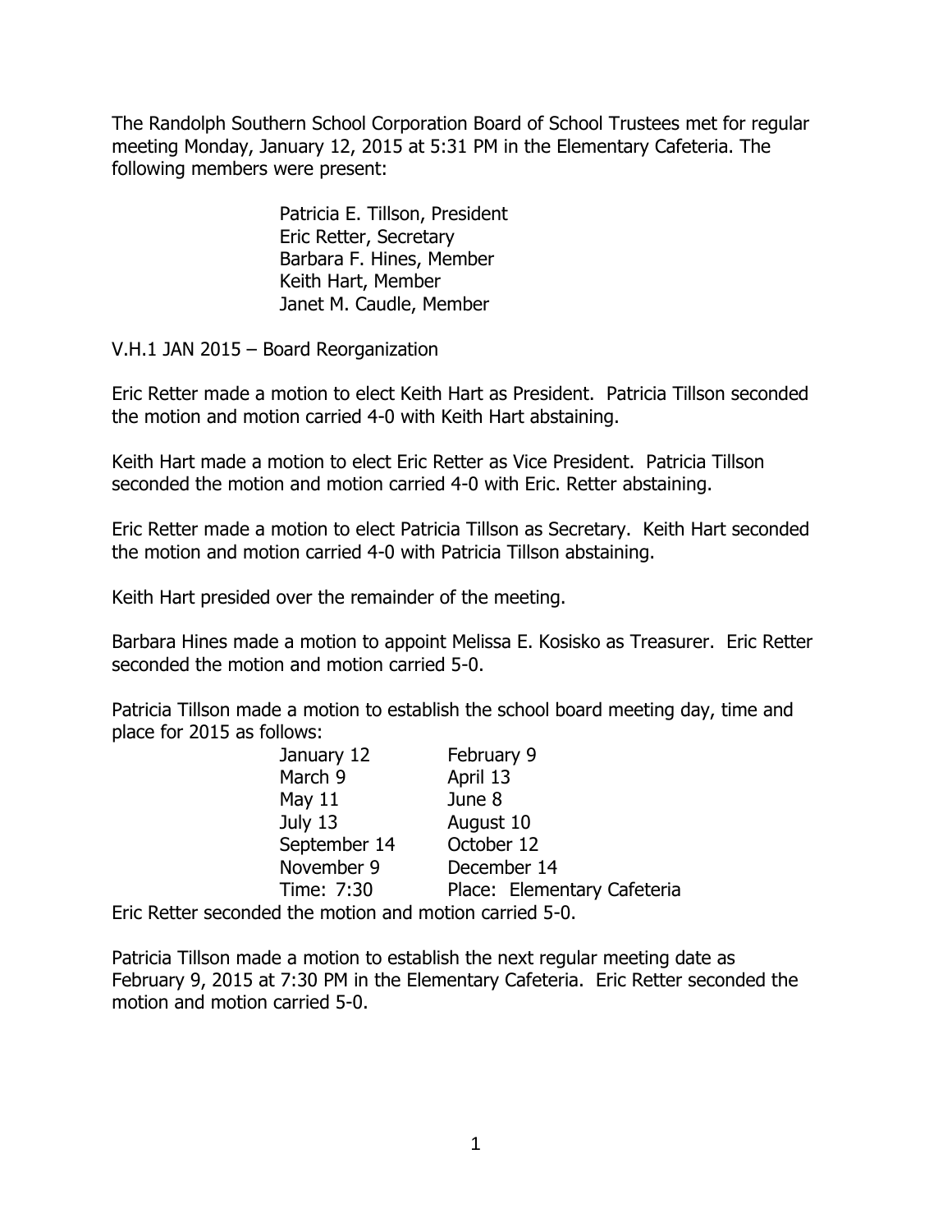The Randolph Southern School Corporation Board of School Trustees met for regular meeting Monday, January 12, 2015 at 5:31 PM in the Elementary Cafeteria. The following members were present:

Patricia E. Tillson, President
Eric Retter, Secretary
Barbara F. Hines, Member
Keith Hart, Member
Janet M. Caudle, Member

V.H.1 JAN 2015 – Board Reorganization

Eric Retter made a motion to elect Keith Hart as President. Patricia Tillson seconded the motion and motion carried 4-0 with Keith Hart abstaining.

Keith Hart made a motion to elect Eric Retter as Vice President. Patricia Tillson seconded the motion and motion carried 4-0 with Eric. Retter abstaining.

Eric Retter made a motion to elect Patricia Tillson as Secretary. Keith Hart seconded the motion and motion carried 4-0 with Patricia Tillson abstaining.

Keith Hart presided over the remainder of the meeting.

Barbara Hines made a motion to appoint Melissa E. Kosisko as Treasurer. Eric Retter seconded the motion and motion carried 5-0.

Patricia Tillson made a motion to establish the school board meeting day, time and place for 2015 as follows:

| | |
|---|---|
| January 12 | February 9 |
| March 9 | April 13 |
| May 11 | June 8 |
| July 13 | August 10 |
| September 14 | October 12 |
| November 9 | December 14 |
| Time: 7:30 | Place: Elementary Cafeteria |

Eric Retter seconded the motion and motion carried 5-0.

Patricia Tillson made a motion to establish the next regular meeting date as February 9, 2015 at 7:30 PM in the Elementary Cafeteria. Eric Retter seconded the motion and motion carried 5-0.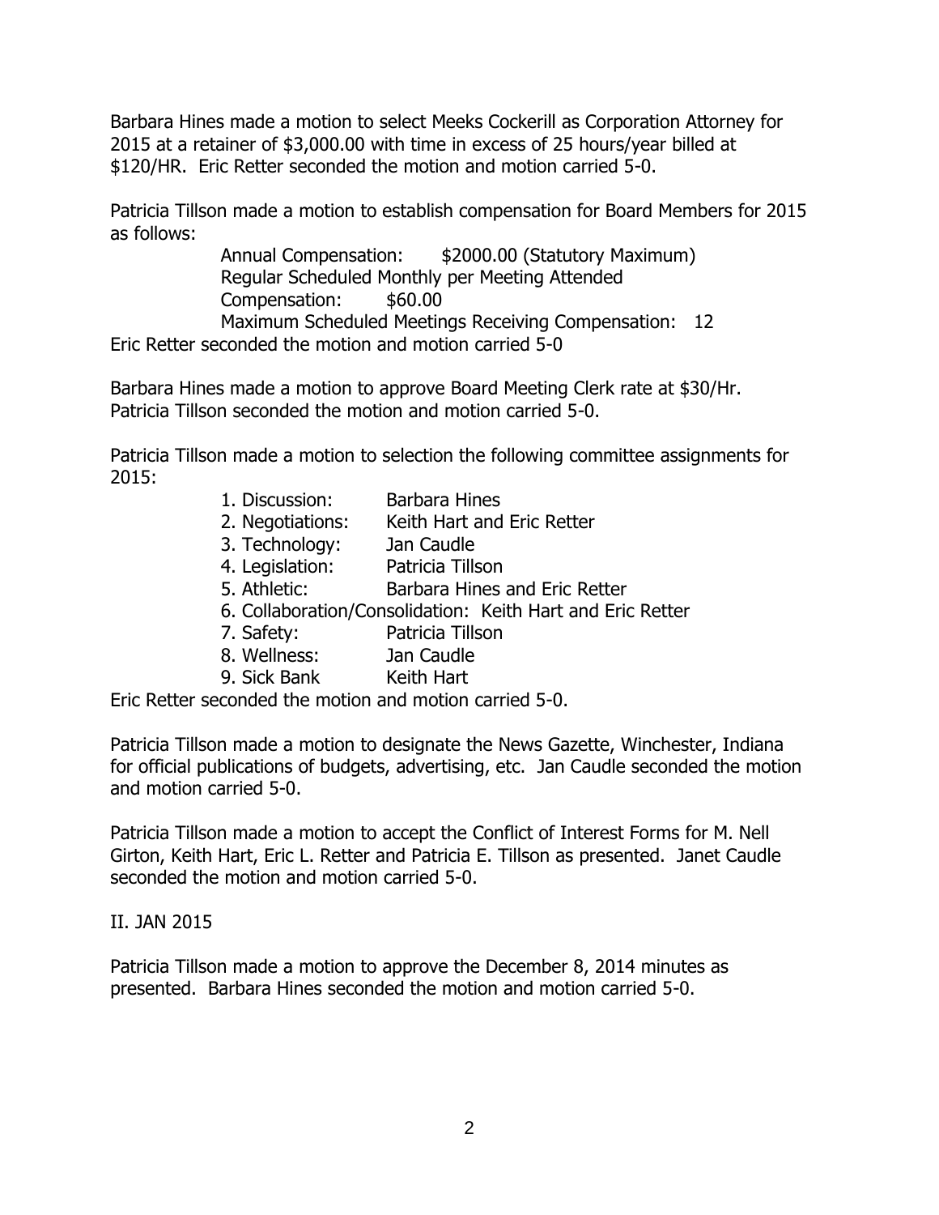Barbara Hines made a motion to select Meeks Cockerill as Corporation Attorney for 2015 at a retainer of $3,000.00 with time in excess of 25 hours/year billed at $120/HR. Eric Retter seconded the motion and motion carried 5-0.

Patricia Tillson made a motion to establish compensation for Board Members for 2015 as follows:

> Annual Compensation: $2000.00 (Statutory Maximum)
> Regular Scheduled Monthly per Meeting Attended
> Compensation: $60.00
> Maximum Scheduled Meetings Receiving Compensation: 12

Eric Retter seconded the motion and motion carried 5-0

Barbara Hines made a motion to approve Board Meeting Clerk rate at $30/Hr. Patricia Tillson seconded the motion and motion carried 5-0.

Patricia Tillson made a motion to selection the following committee assignments for 2015:

1. Discussion: Barbara Hines
2. Negotiations: Keith Hart and Eric Retter
3. Technology: Jan Caudle
4. Legislation: Patricia Tillson
5. Athletic: Barbara Hines and Eric Retter
6. Collaboration/Consolidation: Keith Hart and Eric Retter
7. Safety: Patricia Tillson
8. Wellness: Jan Caudle
9. Sick Bank Keith Hart

Eric Retter seconded the motion and motion carried 5-0.

Patricia Tillson made a motion to designate the News Gazette, Winchester, Indiana for official publications of budgets, advertising, etc. Jan Caudle seconded the motion and motion carried 5-0.

Patricia Tillson made a motion to accept the Conflict of Interest Forms for M. Nell Girton, Keith Hart, Eric L. Retter and Patricia E. Tillson as presented. Janet Caudle seconded the motion and motion carried 5-0.

II. JAN 2015

Patricia Tillson made a motion to approve the December 8, 2014 minutes as presented. Barbara Hines seconded the motion and motion carried 5-0.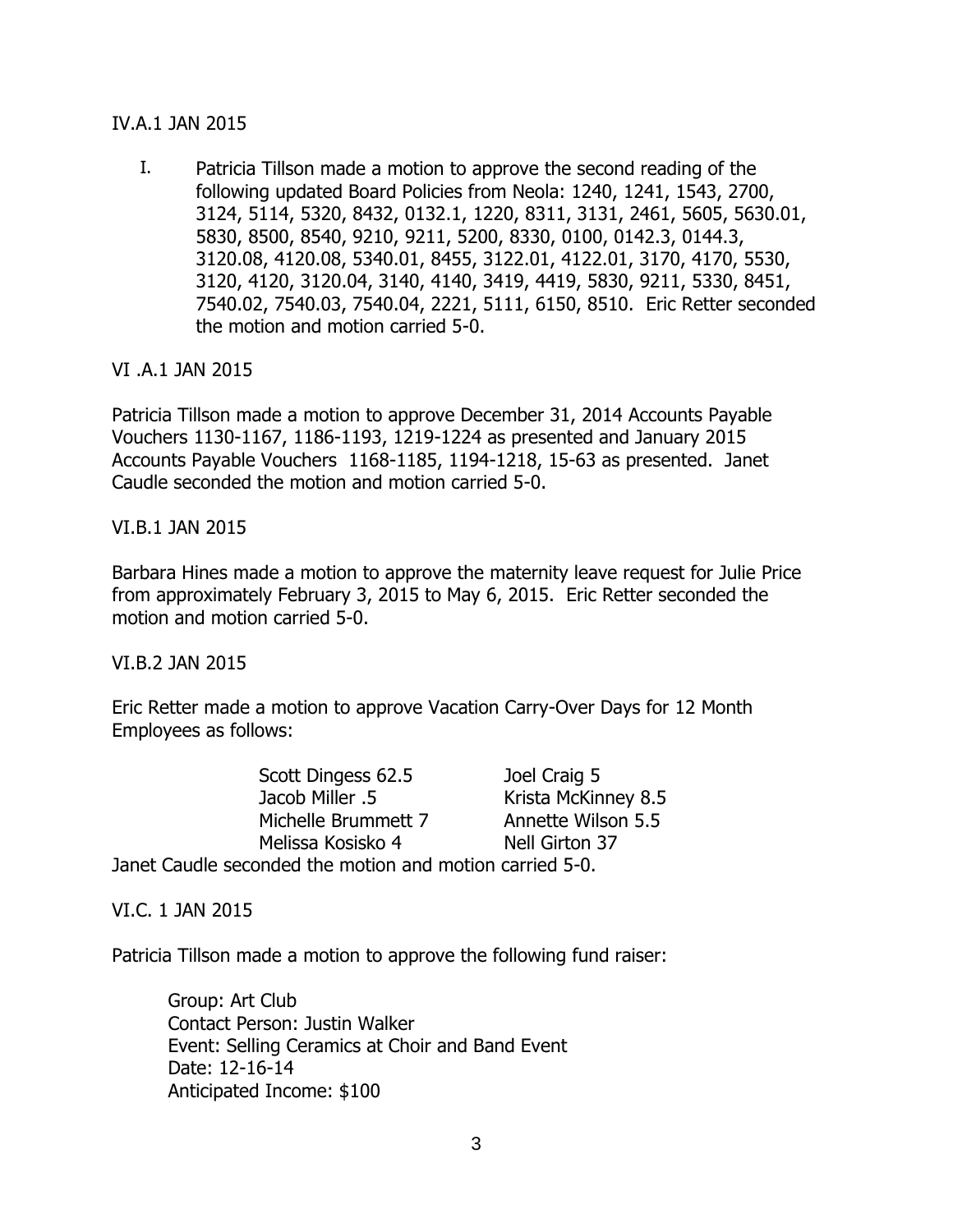IV.A.1 JAN 2015

I. Patricia Tillson made a motion to approve the second reading of the following updated Board Policies from Neola: 1240, 1241, 1543, 2700, 3124, 5114, 5320, 8432, 0132.1, 1220, 8311, 3131, 2461, 5605, 5630.01, 5830, 8500, 8540, 9210, 9211, 5200, 8330, 0100, 0142.3, 0144.3, 3120.08, 4120.08, 5340.01, 8455, 3122.01, 4122.01, 3170, 4170, 5530, 3120, 4120, 3120.04, 3140, 4140, 3419, 4419, 5830, 9211, 5330, 8451, 7540.02, 7540.03, 7540.04, 2221, 5111, 6150, 8510. Eric Retter seconded the motion and motion carried 5-0.

VI .A.1 JAN 2015

Patricia Tillson made a motion to approve December 31, 2014 Accounts Payable Vouchers 1130-1167, 1186-1193, 1219-1224 as presented and January 2015 Accounts Payable Vouchers 1168-1185, 1194-1218, 15-63 as presented. Janet Caudle seconded the motion and motion carried 5-0.

VI.B.1 JAN 2015

Barbara Hines made a motion to approve the maternity leave request for Julie Price from approximately February 3, 2015 to May 6, 2015. Eric Retter seconded the motion and motion carried 5-0.

VI.B.2 JAN 2015

Eric Retter made a motion to approve Vacation Carry-Over Days for 12 Month Employees as follows:

| | |
|---|---|
| Scott Dingess 62.5 | Joel Craig 5 |
| Jacob Miller .5 | Krista McKinney 8.5 |
| Michelle Brummett 7 | Annette Wilson 5.5 |
| Melissa Kosisko 4 | Nell Girton 37 |

Janet Caudle seconded the motion and motion carried 5-0.

VI.C. 1 JAN 2015

Patricia Tillson made a motion to approve the following fund raiser:

Group: Art Club
Contact Person: Justin Walker
Event: Selling Ceramics at Choir and Band Event
Date: 12-16-14
Anticipated Income: $100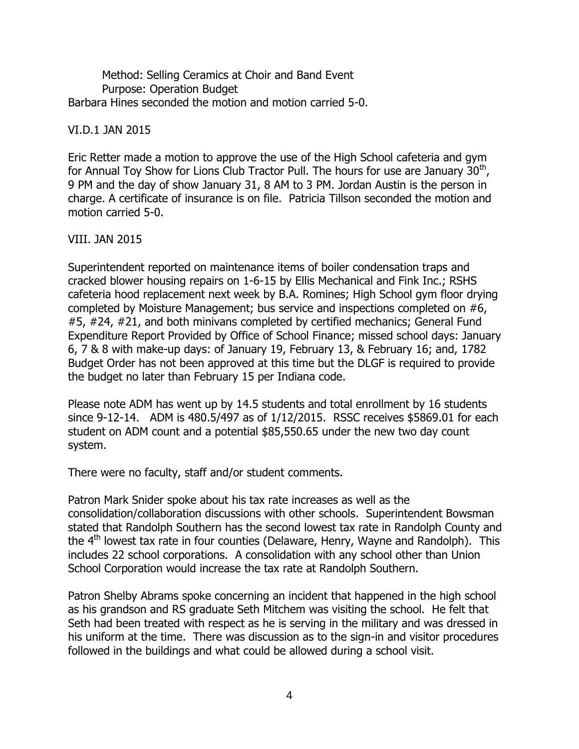Method: Selling Ceramics at Choir and Band Event
Purpose: Operation Budget

Barbara Hines seconded the motion and motion carried 5-0.

VI.D.1 JAN 2015

Eric Retter made a motion to approve the use of the High School cafeteria and gym for Annual Toy Show for Lions Club Tractor Pull. The hours for use are January 30th, 9 PM and the day of show January 31, 8 AM to 3 PM. Jordan Austin is the person in charge. A certificate of insurance is on file. Patricia Tillson seconded the motion and motion carried 5-0.

VIII. JAN 2015

Superintendent reported on maintenance items of boiler condensation traps and cracked blower housing repairs on 1-6-15 by Ellis Mechanical and Fink Inc.; RSHS cafeteria hood replacement next week by B.A. Romines; High School gym floor drying completed by Moisture Management; bus service and inspections completed on #6, #5, #24, #21, and both minivans completed by certified mechanics; General Fund Expenditure Report Provided by Office of School Finance; missed school days: January 6, 7 & 8 with make-up days: of January 19, February 13, & February 16; and, 1782 Budget Order has not been approved at this time but the DLGF is required to provide the budget no later than February 15 per Indiana code.

Please note ADM has went up by 14.5 students and total enrollment by 16 students since 9-12-14. ADM is 480.5/497 as of 1/12/2015. RSSC receives $5869.01 for each student on ADM count and a potential $85,550.65 under the new two day count system.

There were no faculty, staff and/or student comments.

Patron Mark Snider spoke about his tax rate increases as well as the consolidation/collaboration discussions with other schools. Superintendent Bowsman stated that Randolph Southern has the second lowest tax rate in Randolph County and the 4th lowest tax rate in four counties (Delaware, Henry, Wayne and Randolph). This includes 22 school corporations. A consolidation with any school other than Union School Corporation would increase the tax rate at Randolph Southern.

Patron Shelby Abrams spoke concerning an incident that happened in the high school as his grandson and RS graduate Seth Mitchem was visiting the school. He felt that Seth had been treated with respect as he is serving in the military and was dressed in his uniform at the time. There was discussion as to the sign-in and visitor procedures followed in the buildings and what could be allowed during a school visit.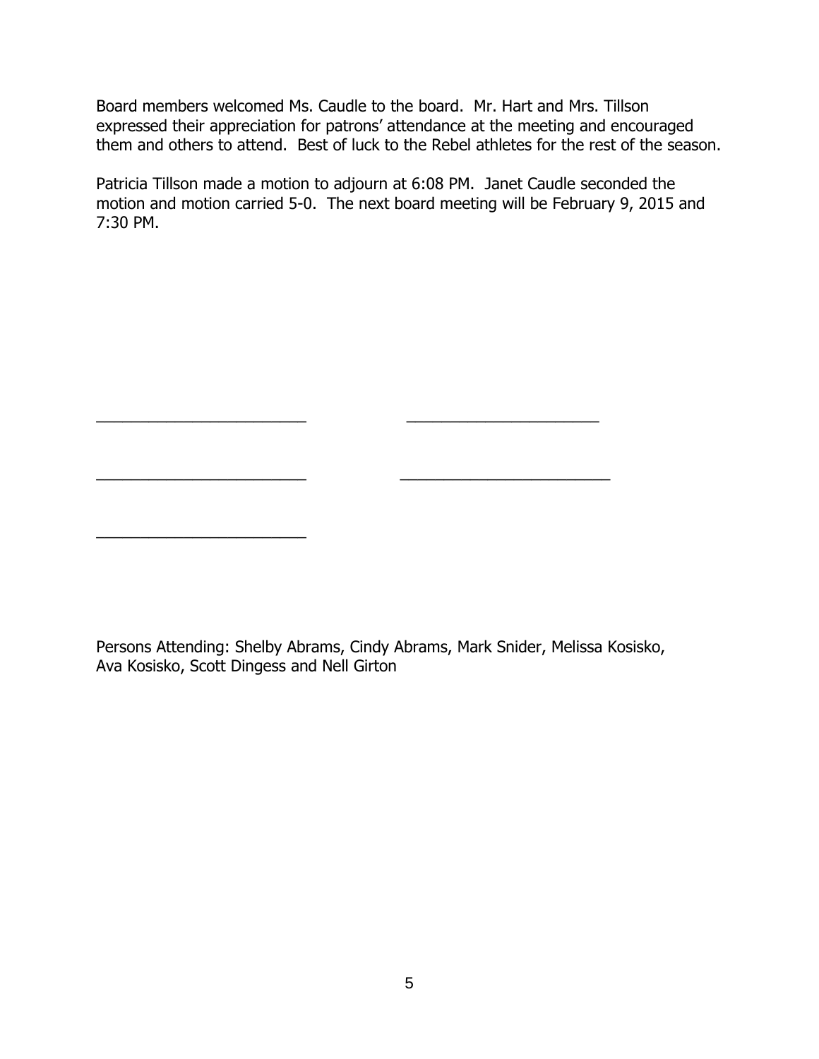Board members welcomed Ms. Caudle to the board. Mr. Hart and Mrs. Tillson expressed their appreciation for patrons' attendance at the meeting and encouraged them and others to attend. Best of luck to the Rebel athletes for the rest of the season.

Patricia Tillson made a motion to adjourn at 6:08 PM. Janet Caudle seconded the motion and motion carried 5-0. The next board meeting will be February 9, 2015 and 7:30 PM.

_________________________ _______________________

_________________________ _________________________

_________________________

Persons Attending: Shelby Abrams, Cindy Abrams, Mark Snider, Melissa Kosisko, Ava Kosisko, Scott Dingess and Nell Girton